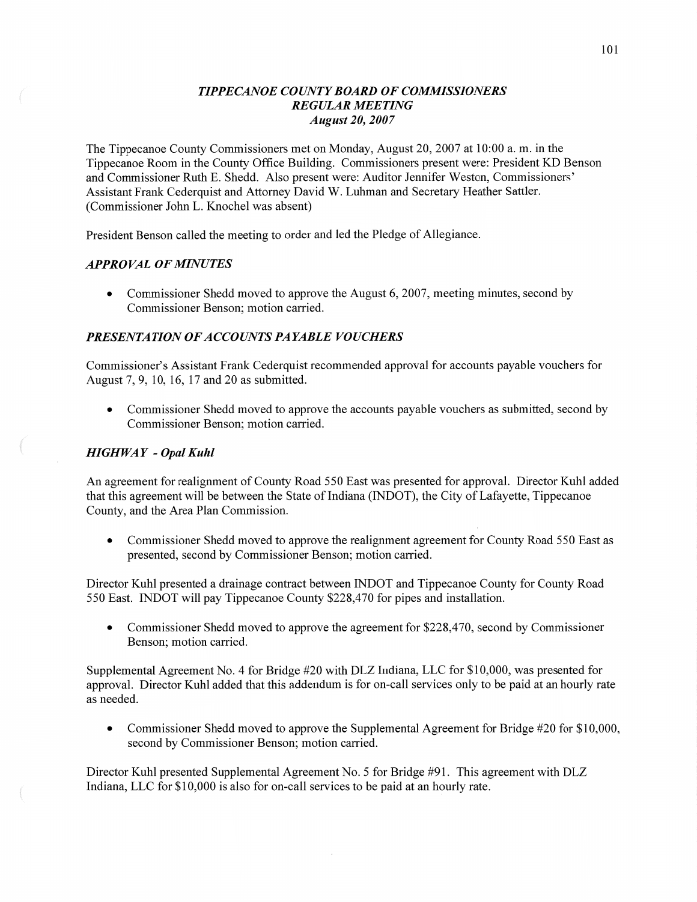# *TIPPECANOE COUNTY BOARD OF COMMISSIONERS*
## *REGULAR MEETING*
### *August 20, 2007*

The Tippecanoe County Commissioners met on Monday, August 20, 2007 at 10:00 a. m. in the Tippecanoe Room in the County Office Building. Commissioners present were: President KD Benson and Commissioner Ruth E. Shedd. Also present were: Auditor Jennifer Weston, Commissioners' Assistant Frank Cederquist and Attorney David W. Luhman and Secretary Heather Sattler. (Commissioner John L. Knochel was absent)

President Benson called the meeting to order and led the Pledge of Allegiance.

### *APPROVAL OF MINUTES*

- Commissioner Shedd moved to approve the August 6, 2007, meeting minutes, second by Commissioner Benson; motion carried.

### *PRESENTATION OF ACCOUNTS PAYABLE VOUCHERS*

Commissioner's Assistant Frank Cederquist recommended approval for accounts payable vouchers for August 7, 9, 10, 16, 17 and 20 as submitted.

- Commissioner Shedd moved to approve the accounts payable vouchers as submitted, second by Commissioner Benson; motion carried.

### *HIGHWAY - Opal Kuhl*

An agreement for realignment of County Road 550 East was presented for approval. Director Kuhl added that this agreement will be between the State of Indiana (INDOT), the City of Lafayette, Tippecanoe County, and the Area Plan Commission.

- Commissioner Shedd moved to approve the realignment agreement for County Road 550 East as presented, second by Commissioner Benson; motion carried.

Director Kuhl presented a drainage contract between INDOT and Tippecanoe County for County Road 550 East. INDOT will pay Tippecanoe County $228,470 for pipes and installation.

- Commissioner Shedd moved to approve the agreement for $228,470, second by Commissioner Benson; motion carried.

Supplemental Agreement No. 4 for Bridge #20 with DLZ Indiana, LLC for $10,000, was presented for approval. Director Kuhl added that this addendum is for on-call services only to be paid at an hourly rate as needed.

- Commissioner Shedd moved to approve the Supplemental Agreement for Bridge #20 for $10,000, second by Commissioner Benson; motion carried.

Director Kuhl presented Supplemental Agreement No. 5 for Bridge #91. This agreement with DLZ Indiana, LLC for $10,000 is also for on-call services to be paid at an hourly rate.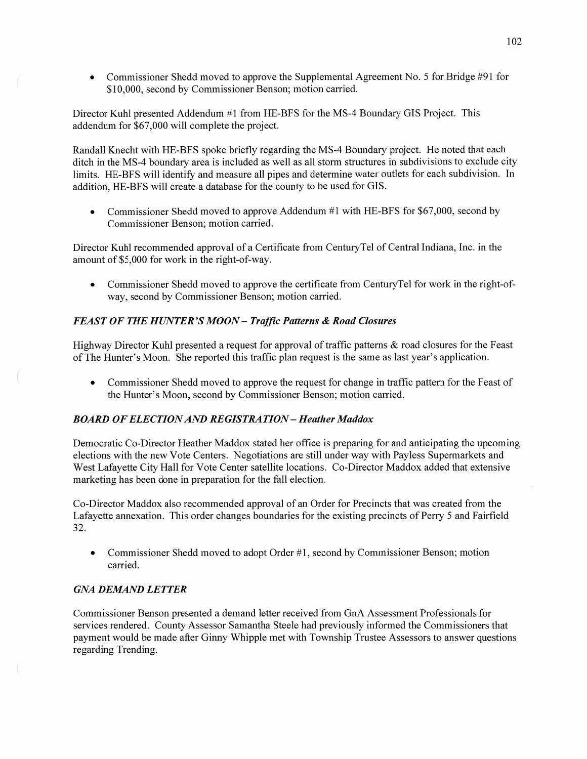- Commissioner Shedd moved to approve the Supplemental Agreement No. 5 for Bridge #91 for $10,000, second by Commissioner Benson; motion carried.

Director Kuhl presented Addendum #1 from HE-BFS for the MS-4 Boundary GIS Project. This addendum for $67,000 will complete the project.

Randall Knecht with HE-BFS spoke briefly regarding the MS-4 Boundary project. He noted that each ditch in the MS-4 boundary area is included as well as all storm structures in subdivisions to exclude city limits. HE-BFS will identify and measure all pipes and determine water outlets for each subdivision. In addition, HE-BFS will create a database for the county to be used for GIS.

- Commissioner Shedd moved to approve Addendum #1 with HE-BFS for $67,000, second by Commissioner Benson; motion carried.

Director Kuhl recommended approval of a Certificate from CenturyTel of Central Indiana, Inc. in the amount of $5,000 for work in the right-of-way.

- Commissioner Shedd moved to approve the certificate from CenturyTel for work in the right-of-way, second by Commissioner Benson; motion carried.

### *FEAST OF THE HUNTER'S MOON – Traffic Patterns & Road Closures*

Highway Director Kuhl presented a request for approval of traffic patterns & road closures for the Feast of The Hunter's Moon. She reported this traffic plan request is the same as last year's application.

- Commissioner Shedd moved to approve the request for change in traffic pattern for the Feast of the Hunter's Moon, second by Commissioner Benson; motion carried.

### *BOARD OF ELECTION AND REGISTRATION – Heather Maddox*

Democratic Co-Director Heather Maddox stated her office is preparing for and anticipating the upcoming elections with the new Vote Centers. Negotiations are still under way with Payless Supermarkets and West Lafayette City Hall for Vote Center satellite locations. Co-Director Maddox added that extensive marketing has been done in preparation for the fall election.

Co-Director Maddox also recommended approval of an Order for Precincts that was created from the Lafayette annexation. This order changes boundaries for the existing precincts of Perry 5 and Fairfield 32.

- Commissioner Shedd moved to adopt Order #1, second by Commissioner Benson; motion carried.

### *GNA DEMAND LETTER*

Commissioner Benson presented a demand letter received from GnA Assessment Professionals for services rendered. County Assessor Samantha Steele had previously informed the Commissioners that payment would be made after Ginny Whipple met with Township Trustee Assessors to answer questions regarding Trending.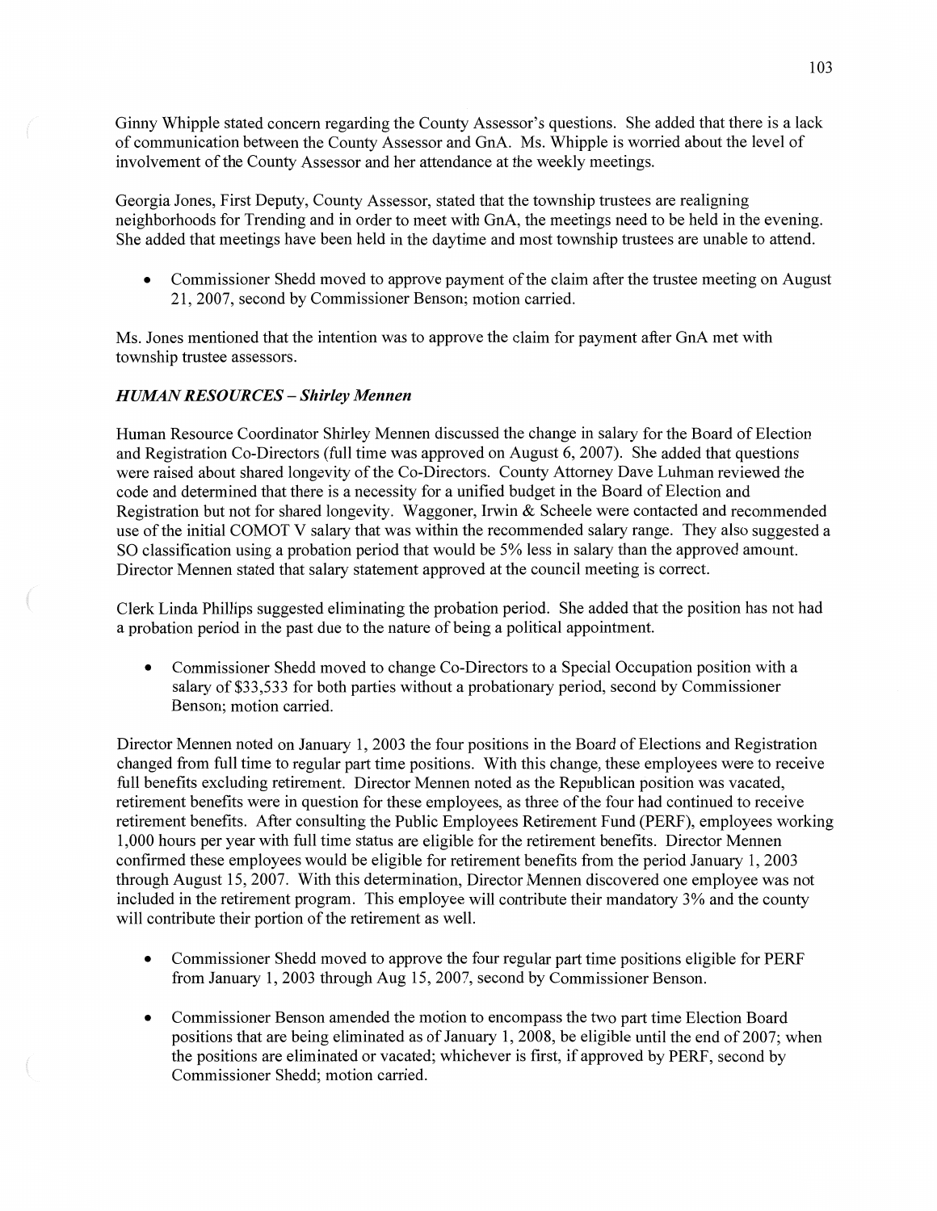Ginny Whipple stated concern regarding the County Assessor's questions. She added that there is a lack of communication between the County Assessor and GnA. Ms. Whipple is worried about the level of involvement of the County Assessor and her attendance at the weekly meetings.

Georgia Jones, First Deputy, County Assessor, stated that the township trustees are realigning neighborhoods for Trending and in order to meet with GnA, the meetings need to be held in the evening. She added that meetings have been held in the daytime and most township trustees are unable to attend.

- Commissioner Shedd moved to approve payment of the claim after the trustee meeting on August 21, 2007, second by Commissioner Benson; motion carried.

Ms. Jones mentioned that the intention was to approve the claim for payment after GnA met with township trustee assessors.

### *HUMAN RESOURCES – Shirley Mennen*

Human Resource Coordinator Shirley Mennen discussed the change in salary for the Board of Election and Registration Co-Directors (full time was approved on August 6, 2007). She added that questions were raised about shared longevity of the Co-Directors. County Attorney Dave Luhman reviewed the code and determined that there is a necessity for a unified budget in the Board of Election and Registration but not for shared longevity. Waggoner, Irwin & Scheele were contacted and recommended use of the initial COMOT V salary that was within the recommended salary range. They also suggested a SO classification using a probation period that would be 5% less in salary than the approved amount. Director Mennen stated that salary statement approved at the council meeting is correct.

Clerk Linda Phillips suggested eliminating the probation period. She added that the position has not had a probation period in the past due to the nature of being a political appointment.

- Commissioner Shedd moved to change Co-Directors to a Special Occupation position with a salary of $33,533 for both parties without a probationary period, second by Commissioner Benson; motion carried.

Director Mennen noted on January 1, 2003 the four positions in the Board of Elections and Registration changed from full time to regular part time positions. With this change, these employees were to receive full benefits excluding retirement. Director Mennen noted as the Republican position was vacated, retirement benefits were in question for these employees, as three of the four had continued to receive retirement benefits. After consulting the Public Employees Retirement Fund (PERF), employees working 1,000 hours per year with full time status are eligible for the retirement benefits. Director Mennen confirmed these employees would be eligible for retirement benefits from the period January 1, 2003 through August 15, 2007. With this determination, Director Mennen discovered one employee was not included in the retirement program. This employee will contribute their mandatory 3% and the county will contribute their portion of the retirement as well.

- Commissioner Shedd moved to approve the four regular part time positions eligible for PERF from January 1, 2003 through Aug 15, 2007, second by Commissioner Benson.

- Commissioner Benson amended the motion to encompass the two part time Election Board positions that are being eliminated as of January 1, 2008, be eligible until the end of 2007; when the positions are eliminated or vacated; whichever is first, if approved by PERF, second by Commissioner Shedd; motion carried.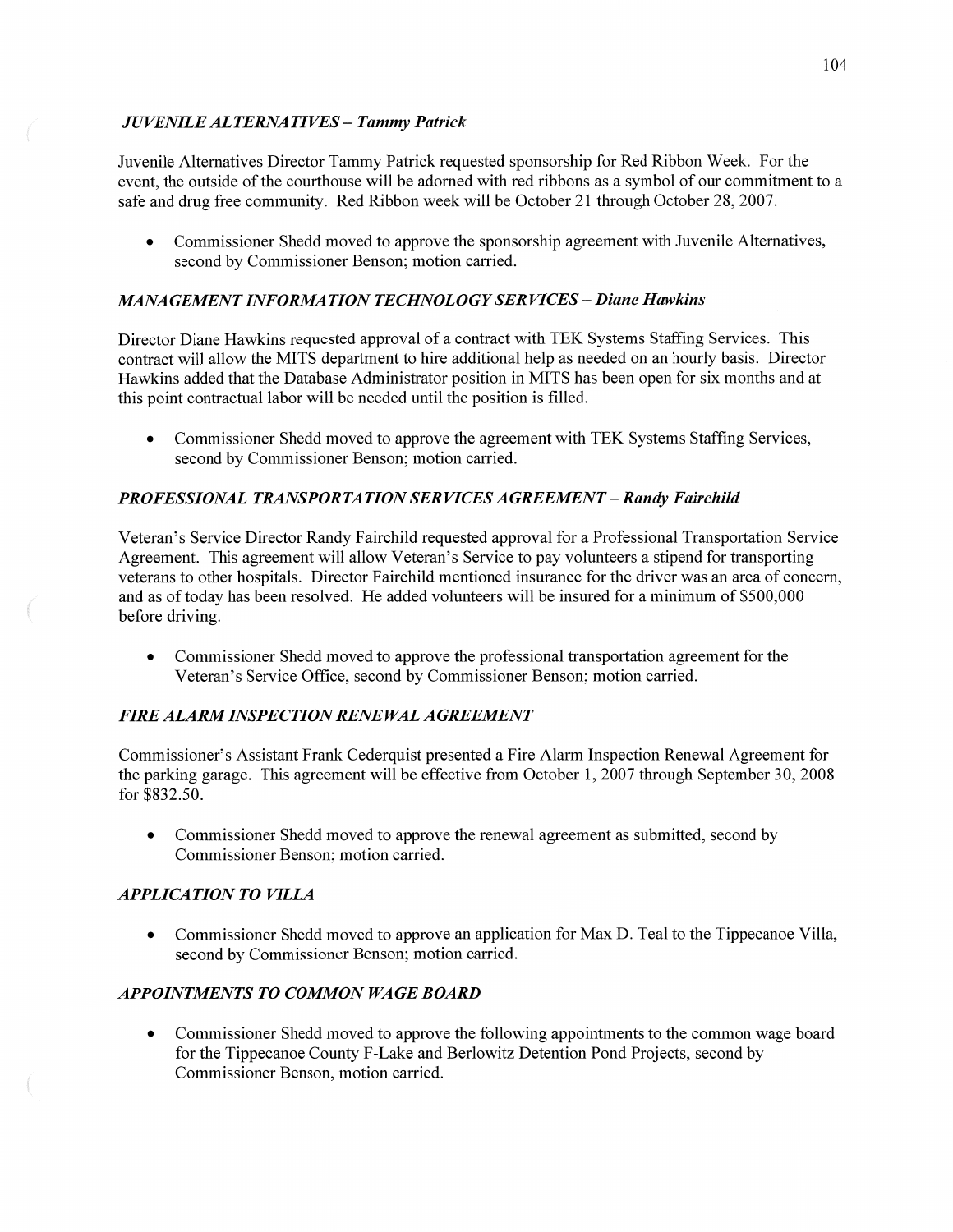### *JUVENILE ALTERNATIVES – Tammy Patrick*

Juvenile Alternatives Director Tammy Patrick requested sponsorship for Red Ribbon Week. For the event, the outside of the courthouse will be adorned with red ribbons as a symbol of our commitment to a safe and drug free community. Red Ribbon week will be October 21 through October 28, 2007.

- Commissioner Shedd moved to approve the sponsorship agreement with Juvenile Alternatives, second by Commissioner Benson; motion carried.

### *MANAGEMENT INFORMATION TECHNOLOGY SERVICES – Diane Hawkins*

Director Diane Hawkins requested approval of a contract with TEK Systems Staffing Services. This contract will allow the MITS department to hire additional help as needed on an hourly basis. Director Hawkins added that the Database Administrator position in MITS has been open for six months and at this point contractual labor will be needed until the position is filled.

- Commissioner Shedd moved to approve the agreement with TEK Systems Staffing Services, second by Commissioner Benson; motion carried.

### *PROFESSIONAL TRANSPORTATION SERVICES AGREEMENT – Randy Fairchild*

Veteran's Service Director Randy Fairchild requested approval for a Professional Transportation Service Agreement. This agreement will allow Veteran's Service to pay volunteers a stipend for transporting veterans to other hospitals. Director Fairchild mentioned insurance for the driver was an area of concern, and as of today has been resolved. He added volunteers will be insured for a minimum of $500,000 before driving.

- Commissioner Shedd moved to approve the professional transportation agreement for the Veteran's Service Office, second by Commissioner Benson; motion carried.

### *FIRE ALARM INSPECTION RENEWAL AGREEMENT*

Commissioner's Assistant Frank Cederquist presented a Fire Alarm Inspection Renewal Agreement for the parking garage. This agreement will be effective from October 1, 2007 through September 30, 2008 for $832.50.

- Commissioner Shedd moved to approve the renewal agreement as submitted, second by Commissioner Benson; motion carried.

### *APPLICATION TO VILLA*

- Commissioner Shedd moved to approve an application for Max D. Teal to the Tippecanoe Villa, second by Commissioner Benson; motion carried.

### *APPOINTMENTS TO COMMON WAGE BOARD*

- Commissioner Shedd moved to approve the following appointments to the common wage board for the Tippecanoe County F-Lake and Berlowitz Detention Pond Projects, second by Commissioner Benson, motion carried.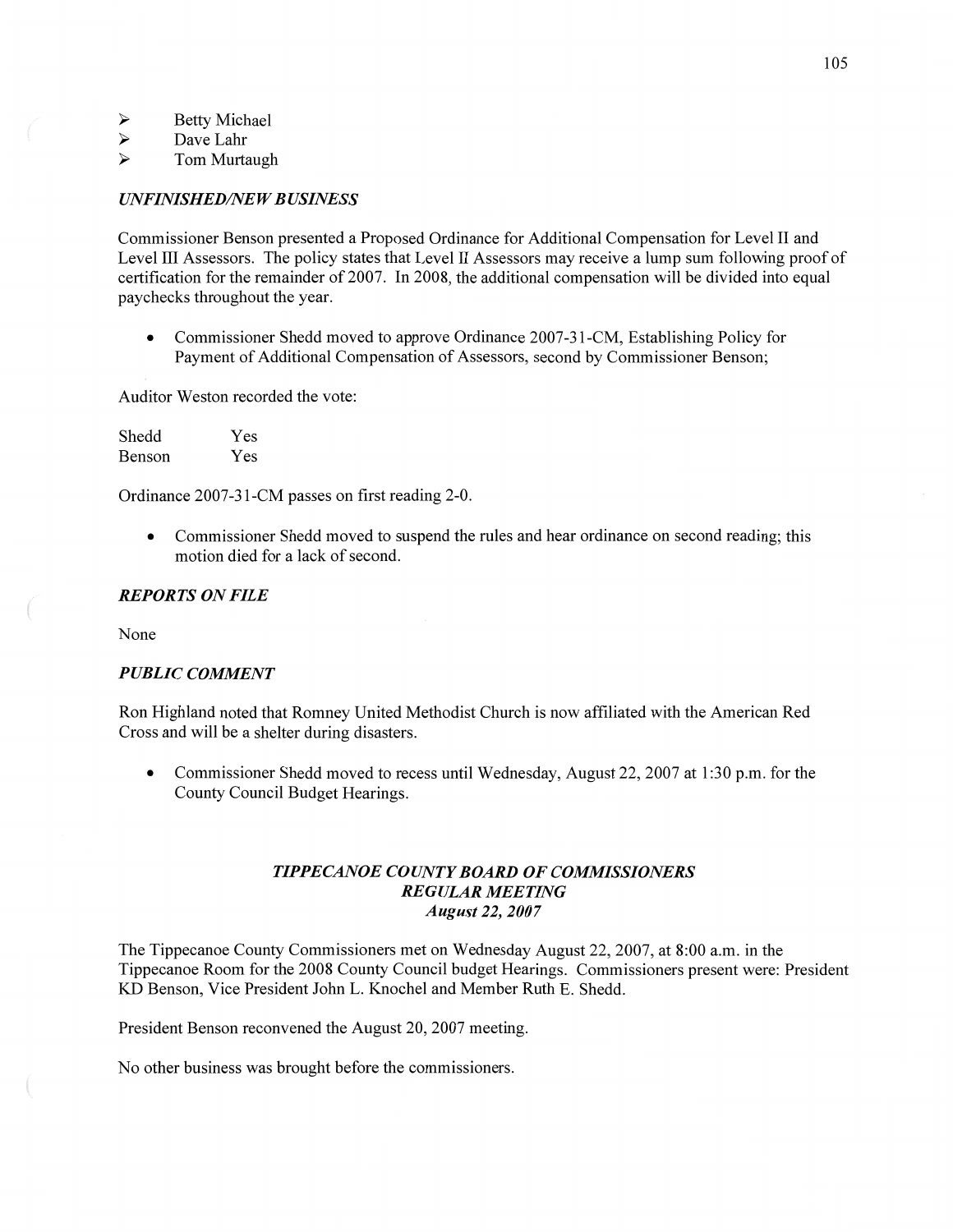- Betty Michael
- Dave Lahr
- Tom Murtaugh

### *UNFINISHED/NEW BUSINESS*

Commissioner Benson presented a Proposed Ordinance for Additional Compensation for Level II and Level III Assessors. The policy states that Level II Assessors may receive a lump sum following proof of certification for the remainder of 2007. In 2008, the additional compensation will be divided into equal paychecks throughout the year.

- Commissioner Shedd moved to approve Ordinance 2007-31-CM, Establishing Policy for Payment of Additional Compensation of Assessors, second by Commissioner Benson;

Auditor Weston recorded the vote:

| | |
|---|---|
| Shedd | Yes |
| Benson | Yes |

Ordinance 2007-31-CM passes on first reading 2-0.

- Commissioner Shedd moved to suspend the rules and hear ordinance on second reading; this motion died for a lack of second.

### *REPORTS ON FILE*

None

### *PUBLIC COMMENT*

Ron Highland noted that Romney United Methodist Church is now affiliated with the American Red Cross and will be a shelter during disasters.

- Commissioner Shedd moved to recess until Wednesday, August 22, 2007 at 1:30 p.m. for the County Council Budget Hearings.

## *TIPPECANOE COUNTY BOARD OF COMMISSIONERS*
## *REGULAR MEETING*
## *August 22, 2007*

The Tippecanoe County Commissioners met on Wednesday August 22, 2007, at 8:00 a.m. in the Tippecanoe Room for the 2008 County Council budget Hearings. Commissioners present were: President KD Benson, Vice President John L. Knochel and Member Ruth E. Shedd.

President Benson reconvened the August 20, 2007 meeting.

No other business was brought before the commissioners.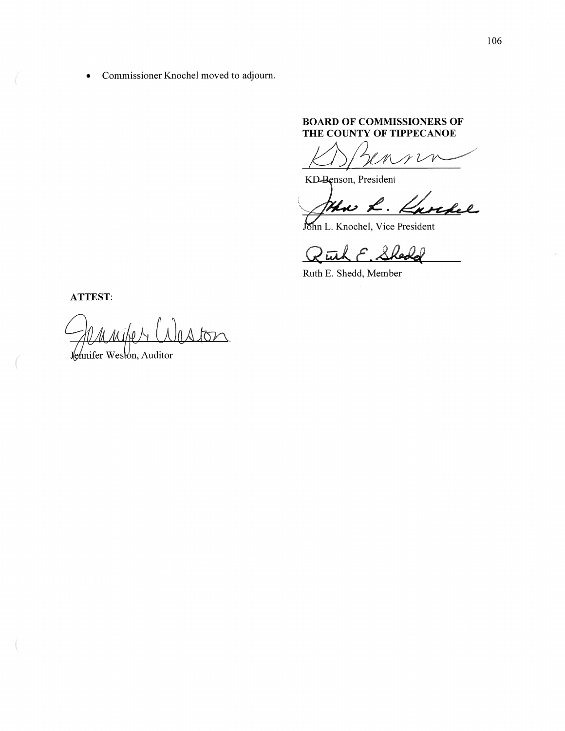- Commissioner Knochel moved to adjourn.

**BOARD OF COMMISSIONERS OF THE COUNTY OF TIPPECANOE**

KD Benson, President

John L. Knochel, Vice President

Ruth E. Shedd, Member

**ATTEST**:

Jennifer Weston, Auditor